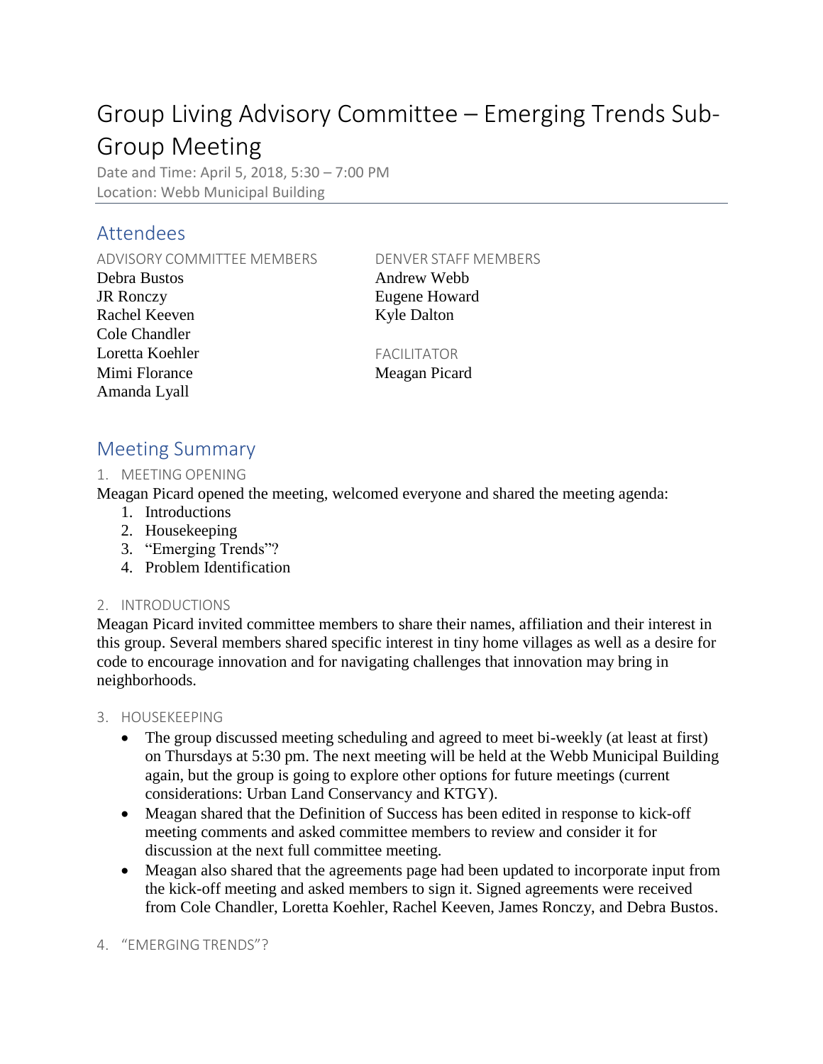# Group Living Advisory Committee – Emerging Trends Sub-Group Meeting

Date and Time: April 5, 2018, 5:30 – 7:00 PM
Location: Webb Municipal Building

## Attendees

ADVISORY COMMITTEE MEMBERS
Debra Bustos
JR Ronczy
Rachel Keeven
Cole Chandler
Loretta Koehler
Mimi Florance
Amanda Lyall

DENVER STAFF MEMBERS
Andrew Webb
Eugene Howard
Kyle Dalton

FACILITATOR
Meagan Picard

## Meeting Summary

### 1. MEETING OPENING

Meagan Picard opened the meeting, welcomed everyone and shared the meeting agenda:

1. Introductions
2. Housekeeping
3. "Emerging Trends"?
4. Problem Identification

### 2. INTRODUCTIONS

Meagan Picard invited committee members to share their names, affiliation and their interest in this group. Several members shared specific interest in tiny home villages as well as a desire for code to encourage innovation and for navigating challenges that innovation may bring in neighborhoods.

### 3. HOUSEKEEPING

- The group discussed meeting scheduling and agreed to meet bi-weekly (at least at first) on Thursdays at 5:30 pm. The next meeting will be held at the Webb Municipal Building again, but the group is going to explore other options for future meetings (current considerations: Urban Land Conservancy and KTGY).
- Meagan shared that the Definition of Success has been edited in response to kick-off meeting comments and asked committee members to review and consider it for discussion at the next full committee meeting.
- Meagan also shared that the agreements page had been updated to incorporate input from the kick-off meeting and asked members to sign it. Signed agreements were received from Cole Chandler, Loretta Koehler, Rachel Keeven, James Ronczy, and Debra Bustos.

### 4. "EMERGING TRENDS"?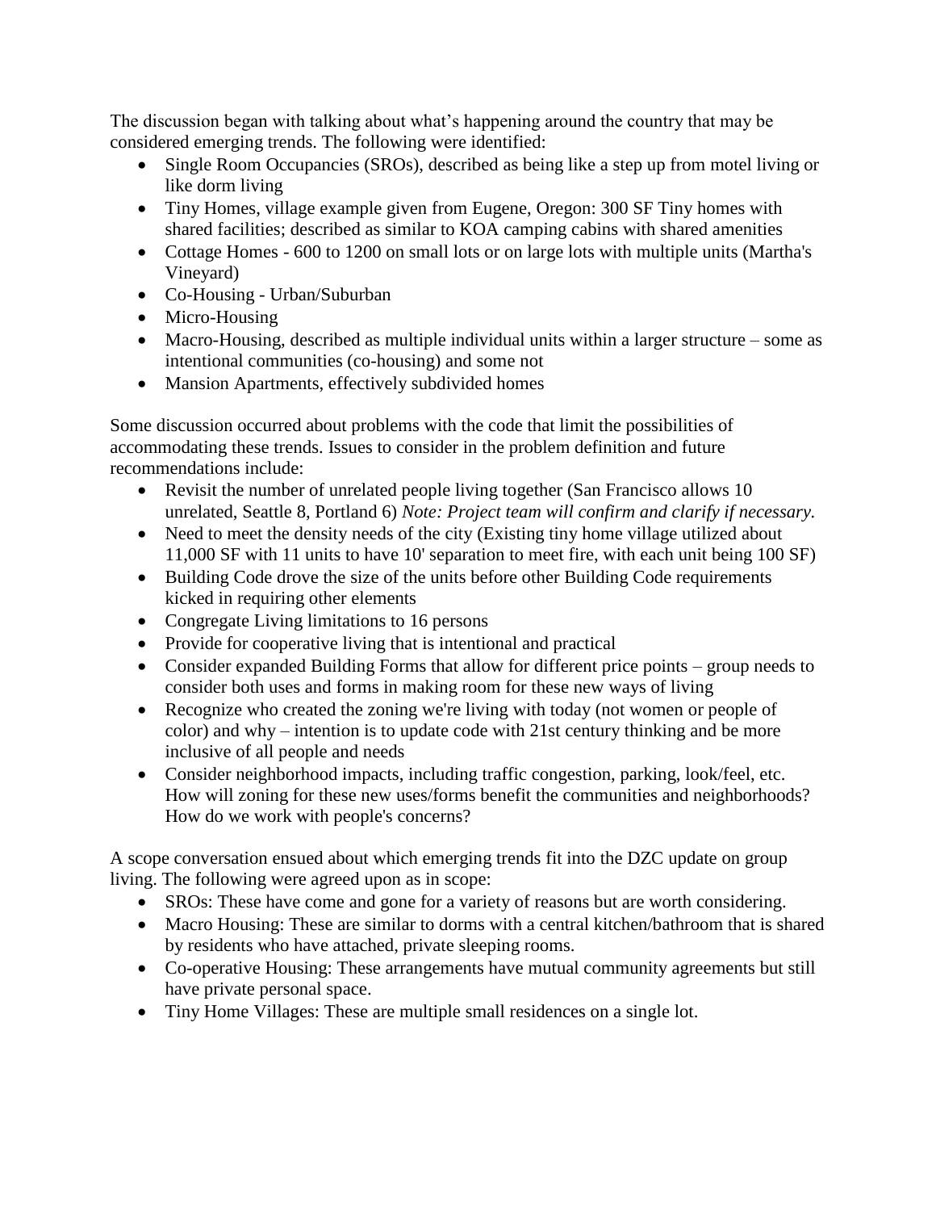The discussion began with talking about what's happening around the country that may be considered emerging trends. The following were identified:

- Single Room Occupancies (SROs), described as being like a step up from motel living or like dorm living
- Tiny Homes, village example given from Eugene, Oregon: 300 SF Tiny homes with shared facilities; described as similar to KOA camping cabins with shared amenities
- Cottage Homes - 600 to 1200 on small lots or on large lots with multiple units (Martha's Vineyard)
- Co-Housing - Urban/Suburban
- Micro-Housing
- Macro-Housing, described as multiple individual units within a larger structure – some as intentional communities (co-housing) and some not
- Mansion Apartments, effectively subdivided homes

Some discussion occurred about problems with the code that limit the possibilities of accommodating these trends. Issues to consider in the problem definition and future recommendations include:

- Revisit the number of unrelated people living together (San Francisco allows 10 unrelated, Seattle 8, Portland 6) *Note: Project team will confirm and clarify if necessary.*
- Need to meet the density needs of the city (Existing tiny home village utilized about 11,000 SF with 11 units to have 10' separation to meet fire, with each unit being 100 SF)
- Building Code drove the size of the units before other Building Code requirements kicked in requiring other elements
- Congregate Living limitations to 16 persons
- Provide for cooperative living that is intentional and practical
- Consider expanded Building Forms that allow for different price points – group needs to consider both uses and forms in making room for these new ways of living
- Recognize who created the zoning we're living with today (not women or people of color) and why – intention is to update code with 21st century thinking and be more inclusive of all people and needs
- Consider neighborhood impacts, including traffic congestion, parking, look/feel, etc. How will zoning for these new uses/forms benefit the communities and neighborhoods? How do we work with people's concerns?

A scope conversation ensued about which emerging trends fit into the DZC update on group living. The following were agreed upon as in scope:

- SROs: These have come and gone for a variety of reasons but are worth considering.
- Macro Housing: These are similar to dorms with a central kitchen/bathroom that is shared by residents who have attached, private sleeping rooms.
- Co-operative Housing: These arrangements have mutual community agreements but still have private personal space.
- Tiny Home Villages: These are multiple small residences on a single lot.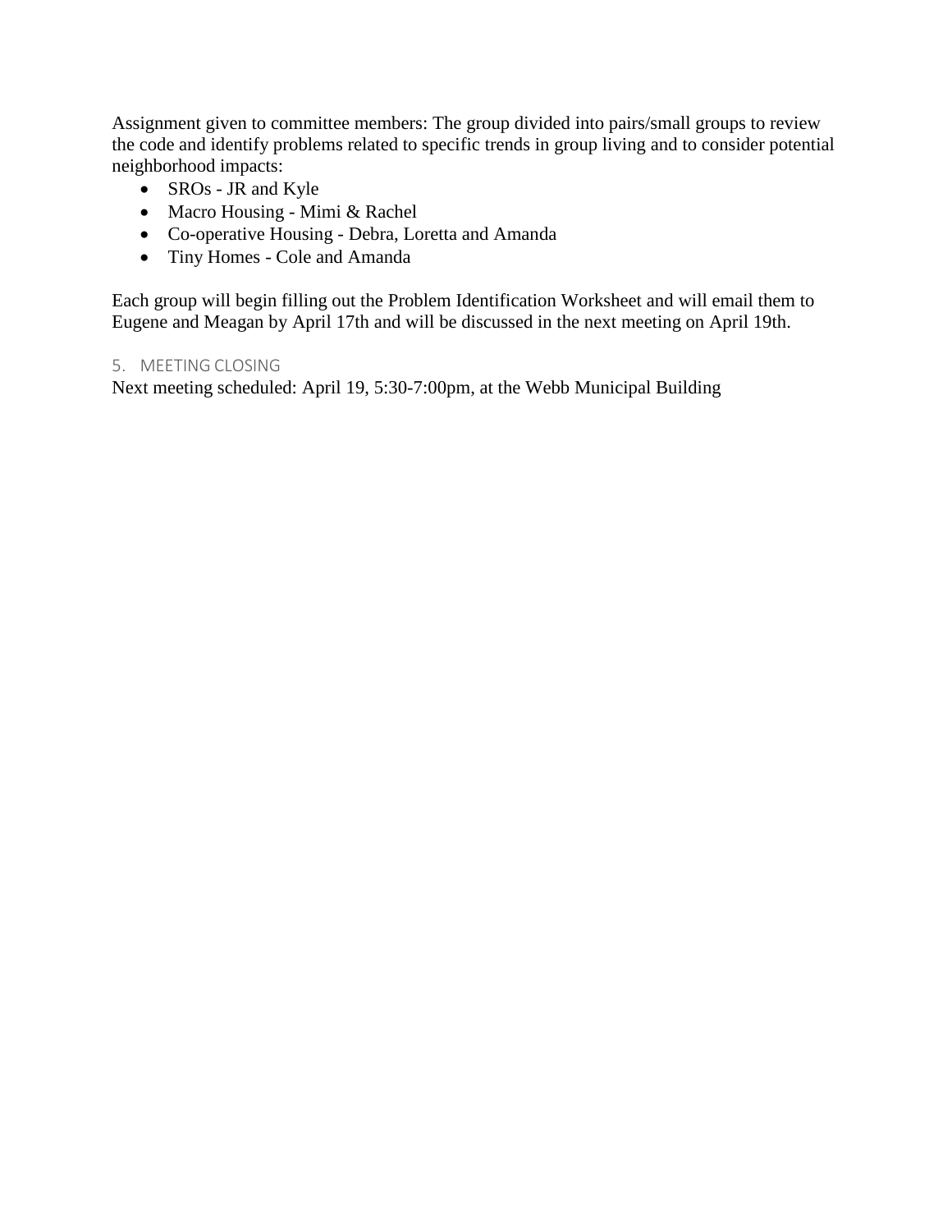Assignment given to committee members: The group divided into pairs/small groups to review the code and identify problems related to specific trends in group living and to consider potential neighborhood impacts:

- SROs - JR and Kyle
- Macro Housing - Mimi & Rachel
- Co-operative Housing - Debra, Loretta and Amanda
- Tiny Homes - Cole and Amanda

Each group will begin filling out the Problem Identification Worksheet and will email them to Eugene and Meagan by April 17th and will be discussed in the next meeting on April 19th.

## 5. MEETING CLOSING

Next meeting scheduled: April 19, 5:30-7:00pm, at the Webb Municipal Building